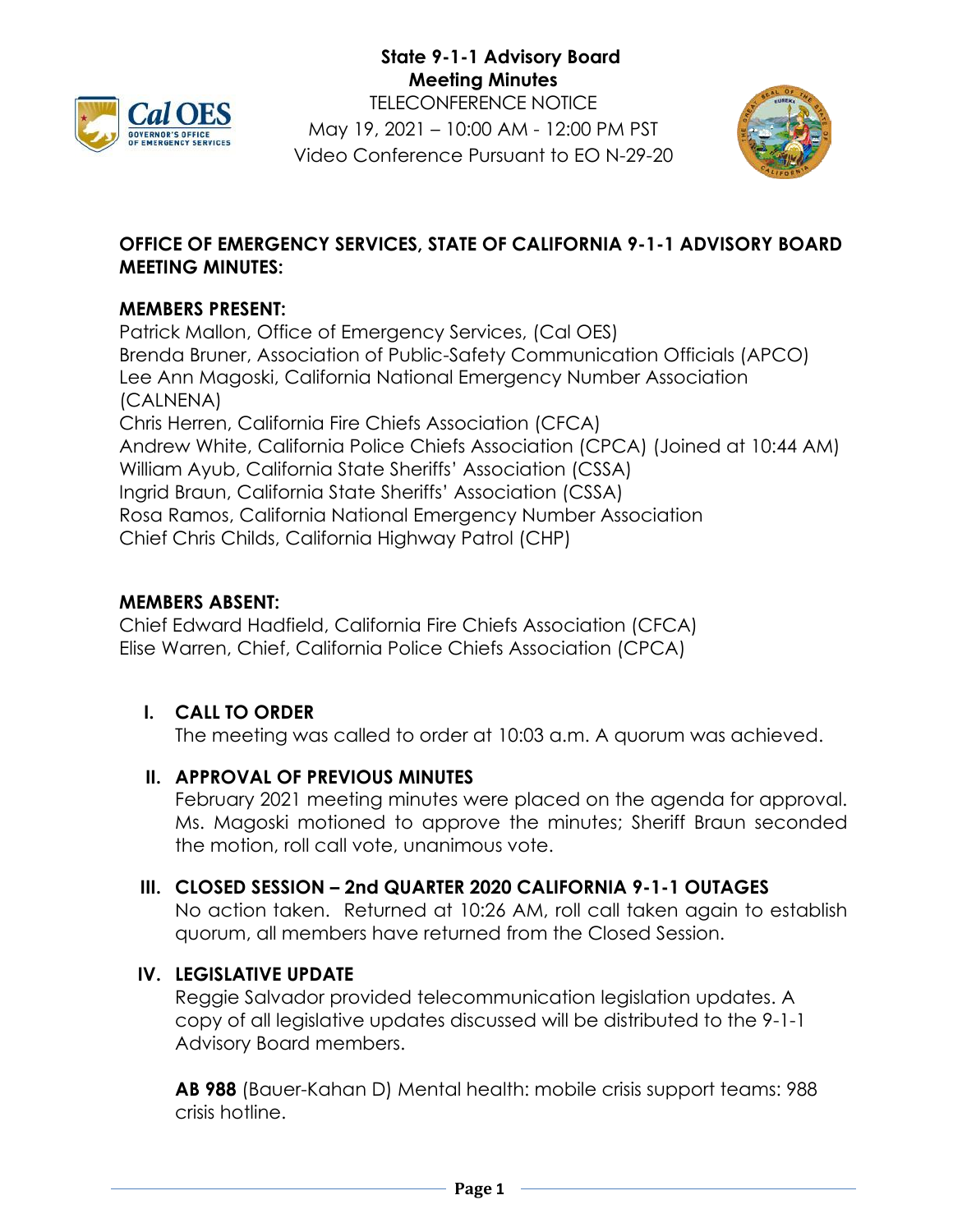# State 9-1-1 Advisory Board
## Meeting Minutes

TELECONFERENCE NOTICE
May 19, 2021 – 10:00 AM - 12:00 PM PST
Video Conference Pursuant to EO N-29-20

**OFFICE OF EMERGENCY SERVICES, STATE OF CALIFORNIA 9-1-1 ADVISORY BOARD MEETING MINUTES:**

**MEMBERS PRESENT:**

Patrick Mallon, Office of Emergency Services, (Cal OES)
Brenda Bruner, Association of Public-Safety Communication Officials (APCO)
Lee Ann Magoski, California National Emergency Number Association (CALNENA)
Chris Herren, California Fire Chiefs Association (CFCA)
Andrew White, California Police Chiefs Association (CPCA) (Joined at 10:44 AM)
William Ayub, California State Sheriffs' Association (CSSA)
Ingrid Braun, California State Sheriffs' Association (CSSA)
Rosa Ramos, California National Emergency Number Association
Chief Chris Childs, California Highway Patrol (CHP)

**MEMBERS ABSENT:**

Chief Edward Hadfield, California Fire Chiefs Association (CFCA)
Elise Warren, Chief, California Police Chiefs Association (CPCA)

**I. CALL TO ORDER**

The meeting was called to order at 10:03 a.m. A quorum was achieved.

**II. APPROVAL OF PREVIOUS MINUTES**

February 2021 meeting minutes were placed on the agenda for approval. Ms. Magoski motioned to approve the minutes; Sheriff Braun seconded the motion, roll call vote, unanimous vote.

**III. CLOSED SESSION – 2nd QUARTER 2020 CALIFORNIA 9-1-1 OUTAGES**

No action taken. Returned at 10:26 AM, roll call taken again to establish quorum, all members have returned from the Closed Session.

**IV. LEGISLATIVE UPDATE**

Reggie Salvador provided telecommunication legislation updates. A copy of all legislative updates discussed will be distributed to the 9-1-1 Advisory Board members.

**AB 988** (Bauer-Kahan D) Mental health: mobile crisis support teams: 988 crisis hotline.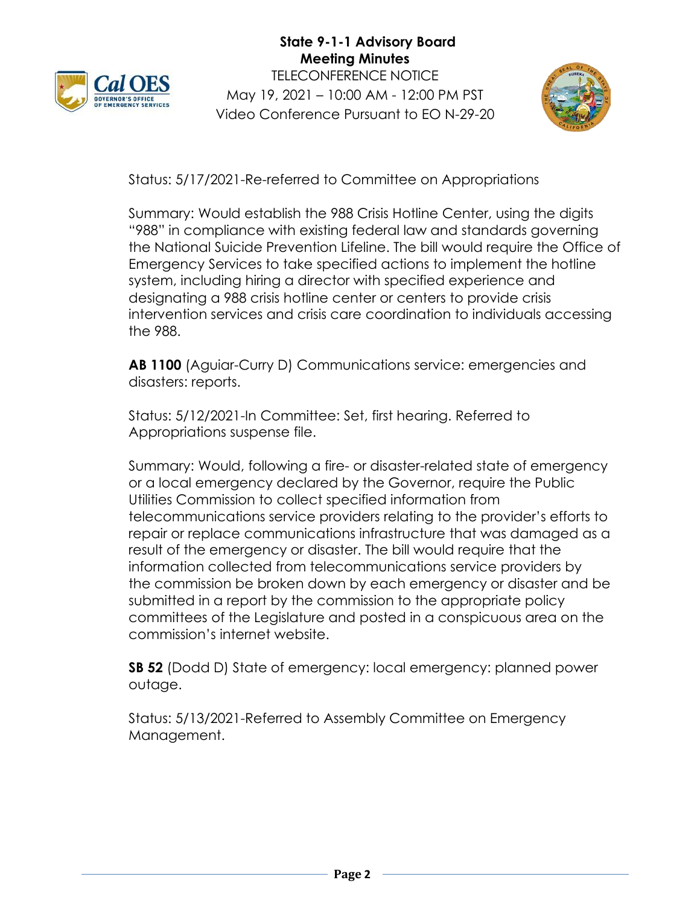Status: 5/17/2021-Re-referred to Committee on Appropriations

Summary: Would establish the 988 Crisis Hotline Center, using the digits "988" in compliance with existing federal law and standards governing the National Suicide Prevention Lifeline. The bill would require the Office of Emergency Services to take specified actions to implement the hotline system, including hiring a director with specified experience and designating a 988 crisis hotline center or centers to provide crisis intervention services and crisis care coordination to individuals accessing the 988.

**AB 1100** (Aguiar-Curry D) Communications service: emergencies and disasters: reports.

Status: 5/12/2021-In Committee: Set, first hearing. Referred to Appropriations suspense file.

Summary: Would, following a fire- or disaster-related state of emergency or a local emergency declared by the Governor, require the Public Utilities Commission to collect specified information from telecommunications service providers relating to the provider's efforts to repair or replace communications infrastructure that was damaged as a result of the emergency or disaster. The bill would require that the information collected from telecommunications service providers by the commission be broken down by each emergency or disaster and be submitted in a report by the commission to the appropriate policy committees of the Legislature and posted in a conspicuous area on the commission's internet website.

**SB 52** (Dodd D) State of emergency: local emergency: planned power outage.

Status: 5/13/2021-Referred to Assembly Committee on Emergency Management.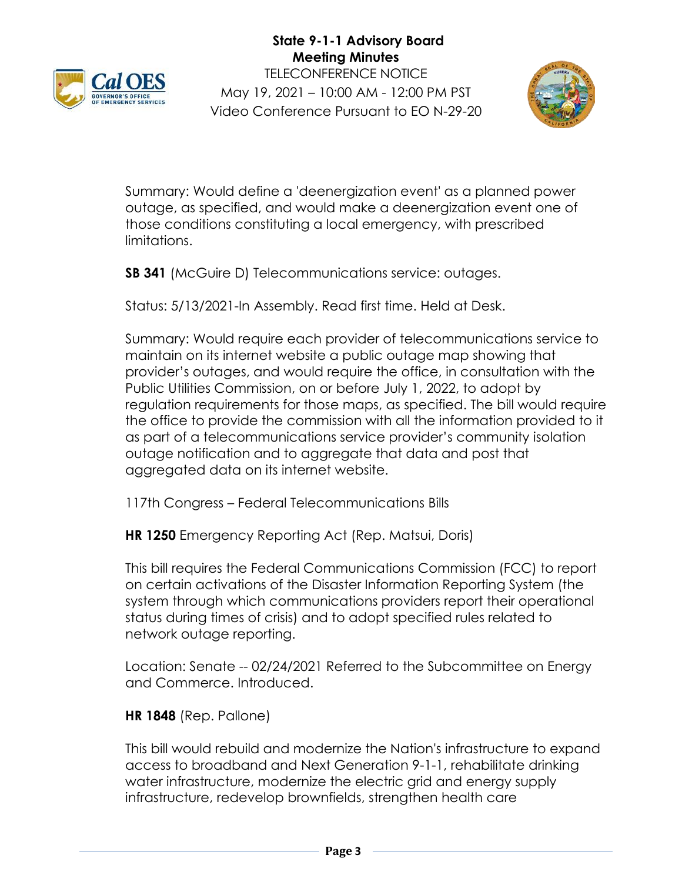Summary: Would define a 'deenergization event' as a planned power outage, as specified, and would make a deenergization event one of those conditions constituting a local emergency, with prescribed limitations.

**SB 341** (McGuire D) Telecommunications service: outages.

Status: 5/13/2021-In Assembly. Read first time. Held at Desk.

Summary: Would require each provider of telecommunications service to maintain on its internet website a public outage map showing that provider's outages, and would require the office, in consultation with the Public Utilities Commission, on or before July 1, 2022, to adopt by regulation requirements for those maps, as specified. The bill would require the office to provide the commission with all the information provided to it as part of a telecommunications service provider's community isolation outage notification and to aggregate that data and post that aggregated data on its internet website.

117th Congress – Federal Telecommunications Bills

**HR 1250** Emergency Reporting Act (Rep. Matsui, Doris)

This bill requires the Federal Communications Commission (FCC) to report on certain activations of the Disaster Information Reporting System (the system through which communications providers report their operational status during times of crisis) and to adopt specified rules related to network outage reporting.

Location: Senate -- 02/24/2021 Referred to the Subcommittee on Energy and Commerce. Introduced.

**HR 1848** (Rep. Pallone)

This bill would rebuild and modernize the Nation's infrastructure to expand access to broadband and Next Generation 9-1-1, rehabilitate drinking water infrastructure, modernize the electric grid and energy supply infrastructure, redevelop brownfields, strengthen health care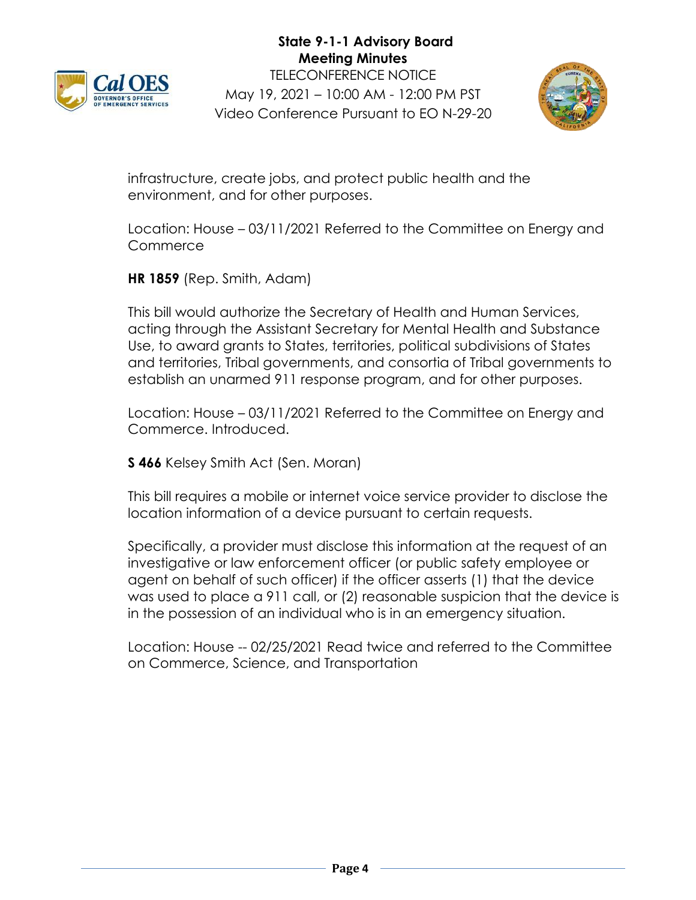infrastructure, create jobs, and protect public health and the environment, and for other purposes.

Location: House – 03/11/2021 Referred to the Committee on Energy and Commerce

**HR 1859** (Rep. Smith, Adam)

This bill would authorize the Secretary of Health and Human Services, acting through the Assistant Secretary for Mental Health and Substance Use, to award grants to States, territories, political subdivisions of States and territories, Tribal governments, and consortia of Tribal governments to establish an unarmed 911 response program, and for other purposes.

Location: House – 03/11/2021 Referred to the Committee on Energy and Commerce. Introduced.

**S 466** Kelsey Smith Act (Sen. Moran)

This bill requires a mobile or internet voice service provider to disclose the location information of a device pursuant to certain requests.

Specifically, a provider must disclose this information at the request of an investigative or law enforcement officer (or public safety employee or agent on behalf of such officer) if the officer asserts (1) that the device was used to place a 911 call, or (2) reasonable suspicion that the device is in the possession of an individual who is in an emergency situation.

Location: House -- 02/25/2021 Read twice and referred to the Committee on Commerce, Science, and Transportation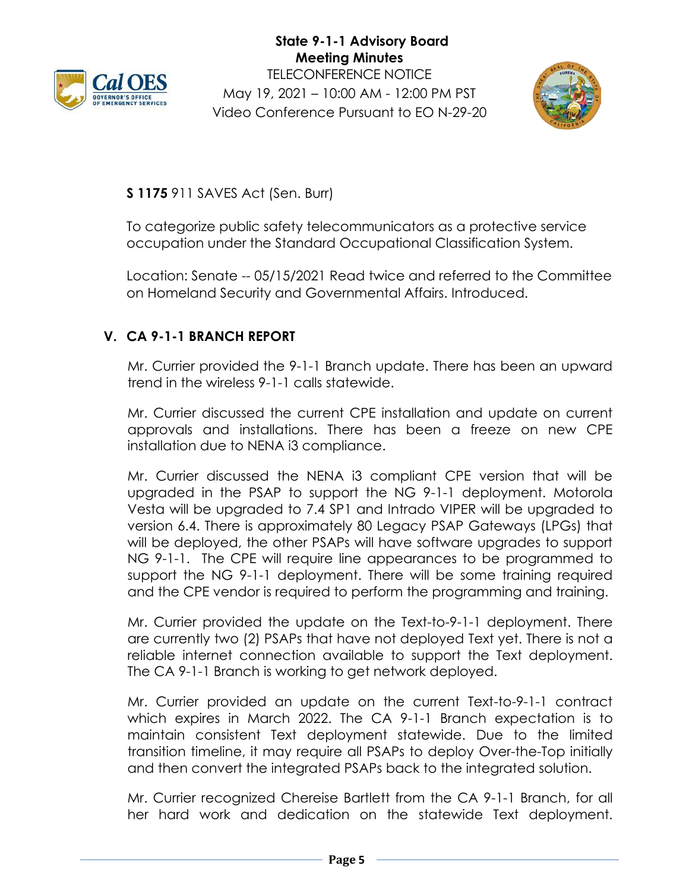**S 1175** 911 SAVES Act (Sen. Burr)

To categorize public safety telecommunicators as a protective service occupation under the Standard Occupational Classification System.

Location: Senate -- 05/15/2021 Read twice and referred to the Committee on Homeland Security and Governmental Affairs. Introduced.

## V. CA 9-1-1 BRANCH REPORT

Mr. Currier provided the 9-1-1 Branch update. There has been an upward trend in the wireless 9-1-1 calls statewide.

Mr. Currier discussed the current CPE installation and update on current approvals and installations. There has been a freeze on new CPE installation due to NENA i3 compliance.

Mr. Currier discussed the NENA i3 compliant CPE version that will be upgraded in the PSAP to support the NG 9-1-1 deployment. Motorola Vesta will be upgraded to 7.4 SP1 and Intrado VIPER will be upgraded to version 6.4. There is approximately 80 Legacy PSAP Gateways (LPGs) that will be deployed, the other PSAPs will have software upgrades to support NG 9-1-1. The CPE will require line appearances to be programmed to support the NG 9-1-1 deployment. There will be some training required and the CPE vendor is required to perform the programming and training.

Mr. Currier provided the update on the Text-to-9-1-1 deployment. There are currently two (2) PSAPs that have not deployed Text yet. There is not a reliable internet connection available to support the Text deployment. The CA 9-1-1 Branch is working to get network deployed.

Mr. Currier provided an update on the current Text-to-9-1-1 contract which expires in March 2022. The CA 9-1-1 Branch expectation is to maintain consistent Text deployment statewide. Due to the limited transition timeline, it may require all PSAPs to deploy Over-the-Top initially and then convert the integrated PSAPs back to the integrated solution.

Mr. Currier recognized Chereise Bartlett from the CA 9-1-1 Branch, for all her hard work and dedication on the statewide Text deployment.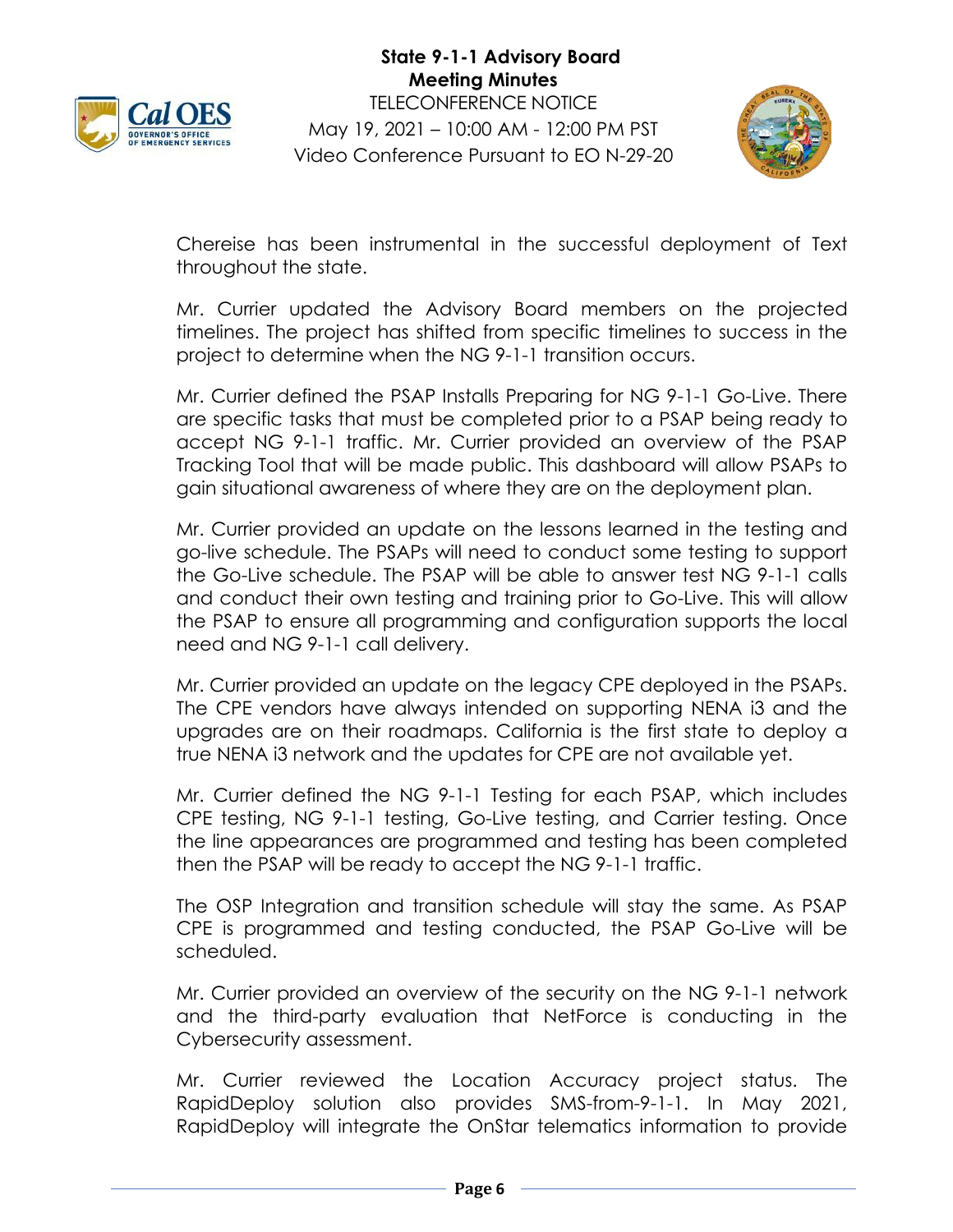Chereise has been instrumental in the successful deployment of Text throughout the state.

Mr. Currier updated the Advisory Board members on the projected timelines. The project has shifted from specific timelines to success in the project to determine when the NG 9-1-1 transition occurs.

Mr. Currier defined the PSAP Installs Preparing for NG 9-1-1 Go-Live. There are specific tasks that must be completed prior to a PSAP being ready to accept NG 9-1-1 traffic. Mr. Currier provided an overview of the PSAP Tracking Tool that will be made public. This dashboard will allow PSAPs to gain situational awareness of where they are on the deployment plan.

Mr. Currier provided an update on the lessons learned in the testing and go-live schedule. The PSAPs will need to conduct some testing to support the Go-Live schedule. The PSAP will be able to answer test NG 9-1-1 calls and conduct their own testing and training prior to Go-Live. This will allow the PSAP to ensure all programming and configuration supports the local need and NG 9-1-1 call delivery.

Mr. Currier provided an update on the legacy CPE deployed in the PSAPs. The CPE vendors have always intended on supporting NENA i3 and the upgrades are on their roadmaps. California is the first state to deploy a true NENA i3 network and the updates for CPE are not available yet.

Mr. Currier defined the NG 9-1-1 Testing for each PSAP, which includes CPE testing, NG 9-1-1 testing, Go-Live testing, and Carrier testing. Once the line appearances are programmed and testing has been completed then the PSAP will be ready to accept the NG 9-1-1 traffic.

The OSP Integration and transition schedule will stay the same. As PSAP CPE is programmed and testing conducted, the PSAP Go-Live will be scheduled.

Mr. Currier provided an overview of the security on the NG 9-1-1 network and the third-party evaluation that NetForce is conducting in the Cybersecurity assessment.

Mr. Currier reviewed the Location Accuracy project status. The RapidDeploy solution also provides SMS-from-9-1-1. In May 2021, RapidDeploy will integrate the OnStar telematics information to provide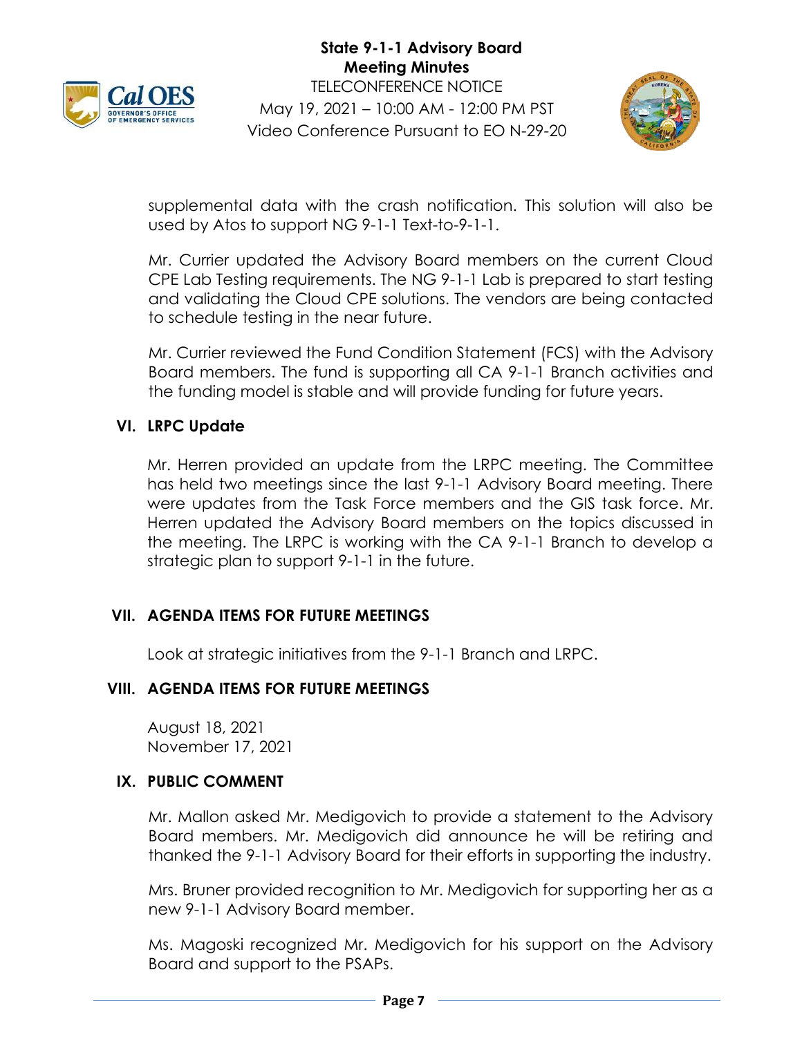supplemental data with the crash notification. This solution will also be used by Atos to support NG 9-1-1 Text-to-9-1-1.

Mr. Currier updated the Advisory Board members on the current Cloud CPE Lab Testing requirements. The NG 9-1-1 Lab is prepared to start testing and validating the Cloud CPE solutions. The vendors are being contacted to schedule testing in the near future.

Mr. Currier reviewed the Fund Condition Statement (FCS) with the Advisory Board members. The fund is supporting all CA 9-1-1 Branch activities and the funding model is stable and will provide funding for future years.

## VI. LRPC Update

Mr. Herren provided an update from the LRPC meeting. The Committee has held two meetings since the last 9-1-1 Advisory Board meeting. There were updates from the Task Force members and the GIS task force. Mr. Herren updated the Advisory Board members on the topics discussed in the meeting. The LRPC is working with the CA 9-1-1 Branch to develop a strategic plan to support 9-1-1 in the future.

## VII. AGENDA ITEMS FOR FUTURE MEETINGS

Look at strategic initiatives from the 9-1-1 Branch and LRPC.

## VIII. AGENDA ITEMS FOR FUTURE MEETINGS

August 18, 2021
November 17, 2021

## IX. PUBLIC COMMENT

Mr. Mallon asked Mr. Medigovich to provide a statement to the Advisory Board members. Mr. Medigovich did announce he will be retiring and thanked the 9-1-1 Advisory Board for their efforts in supporting the industry.

Mrs. Bruner provided recognition to Mr. Medigovich for supporting her as a new 9-1-1 Advisory Board member.

Ms. Magoski recognized Mr. Medigovich for his support on the Advisory Board and support to the PSAPs.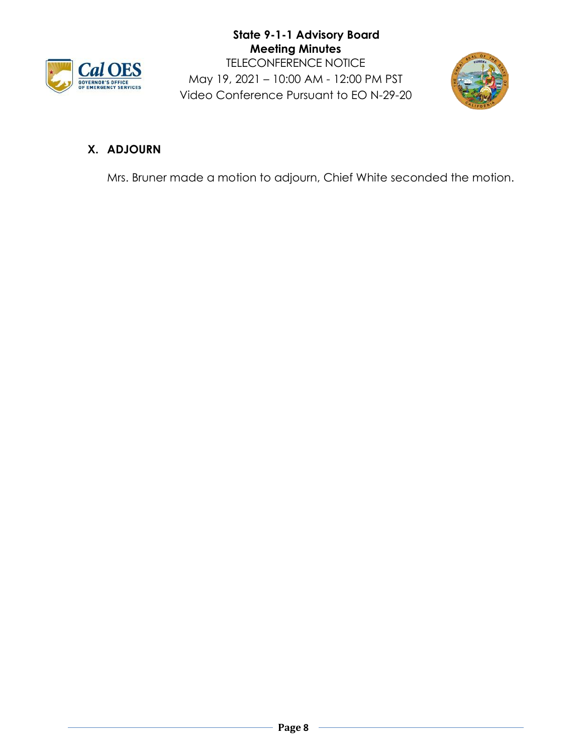## X. ADJOURN

Mrs. Bruner made a motion to adjourn, Chief White seconded the motion.